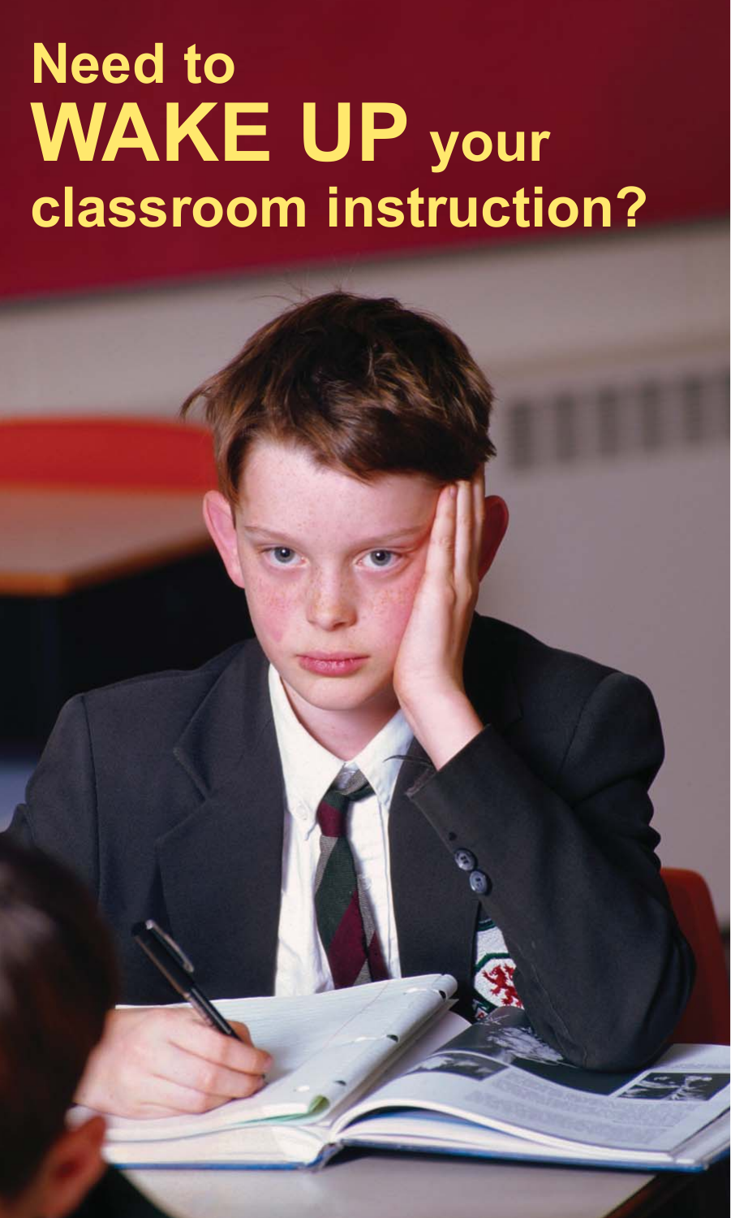# Need to WAKE UP your classroom instruction?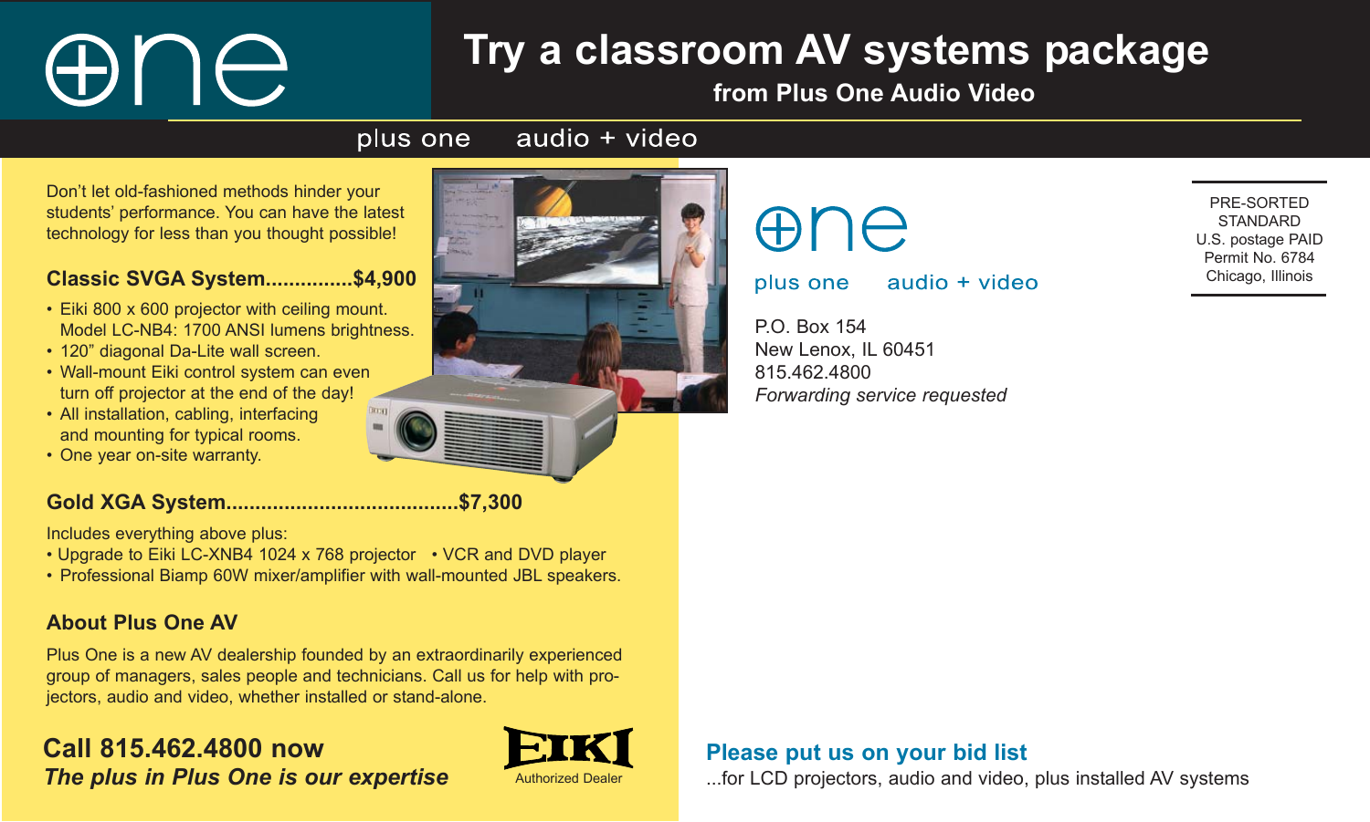# Try a classroom AV systems package

**from Plus One Audio Video**

plus one audio + video

Don't let old-fashioned methods hinder your students' performance. You can have the latest technology for less than you thought possible!

### Classic SVGA System...............$4,900

- Eiki 800 x 600 projector with ceiling mount. Model LC-NB4: 1700 ANSI lumens brightness.
- 120" diagonal Da-Lite wall screen.
- Wall-mount Eiki control system can even turn off projector at the end of the day!
- All installation, cabling, interfacing and mounting for typical rooms.
- One year on-site warranty.

### Gold XGA System.......................................$7,300

Includes everything above plus:

- Upgrade to Eiki LC-XNB4 1024 x 768 projector
- VCR and DVD player
- Professional Biamp 60W mixer/amplifier with wall-mounted JBL speakers.

### About Plus One AV

Plus One is a new AV dealership founded by an extraordinarily experienced group of managers, sales people and technicians. Call us for help with projectors, audio and video, whether installed or stand-alone.

**Call 815.462.4800 now**

***The plus in Plus One is our expertise***

EIKI Authorized Dealer

one

plus one audio + video

P.O. Box 154
New Lenox, IL 60451
815.462.4800
*Forwarding service requested*

PRE-SORTED
STANDARD
U.S. postage PAID
Permit No. 6784
Chicago, Illinois

**Please put us on your bid list**

...for LCD projectors, audio and video, plus installed AV systems